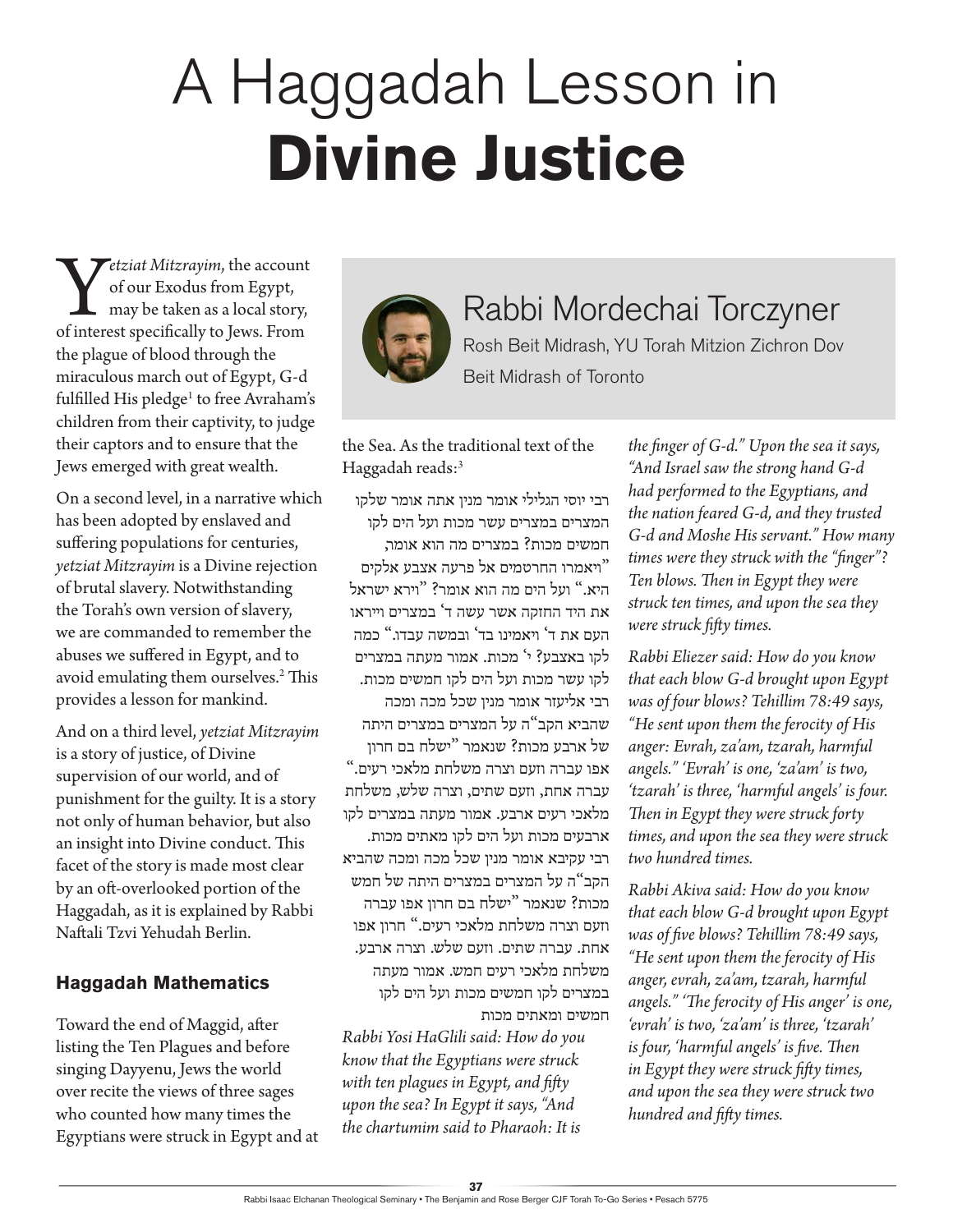# A Haggadah Lesson in **Divine Justice**

## Rabbi Mordechai Torczyner

Rosh Beit Midrash, YU Torah Mitzion Zichron Dov Beit Midrash of Toronto

*Yetziat Mitzrayim*, the account of our Exodus from Egypt, may be taken as a local story, of interest specifically to Jews. From the plague of blood through the miraculous march out of Egypt, G-d fulfilled His pledge[1] to free Avraham's children from their captivity, to judge their captors and to ensure that the Jews emerged with great wealth.

On a second level, in a narrative which has been adopted by enslaved and suffering populations for centuries, *yetziat Mitzrayim* is a Divine rejection of brutal slavery. Notwithstanding the Torah's own version of slavery, we are commanded to remember the abuses we suffered in Egypt, and to avoid emulating them ourselves.[2] This provides a lesson for mankind.

And on a third level, *yetziat Mitzrayim* is a story of justice, of Divine supervision of our world, and of punishment for the guilty. It is a story not only of human behavior, but also an insight into Divine conduct. This facet of the story is made most clear by an oft-overlooked portion of the Haggadah, as it is explained by Rabbi Naftali Tzvi Yehudah Berlin.

### Haggadah Mathematics

Toward the end of Maggid, after listing the Ten Plagues and before singing Dayyenu, Jews the world over recite the views of three sages who counted how many times the Egyptians were struck in Egypt and at the Sea. As the traditional text of the Haggadah reads:[3]

רבי יוסי הגלילי אומר מנין אתה אומר שלקו המצרים במצרים עשר מכות ועל הים לקו חמשים מכות? במצרים מה הוא אומר, "ויאמרו החרטמים אל פרעה אצבע אלקים היא." ועל הים מה הוא אומר? "וירא ישראל את היד החזקה אשר עשה ד' במצרים וייראו העם את ד' ויאמינו בד' ובמשה עבדו." כמה לקו באצבע? י' מכות. אמור מעתה במצרים לקו עשר מכות ועל הים לקו חמשים מכות. רבי אליעזר אומר מנין שכל מכה ומכה שהביא הקב"ה על המצרים במצרים היתה של ארבע מכות? שנאמר "ישלח בם חרון אפו עברה וזעם וצרה משלחת מלאכי רעים." עברה אחת, וזעם שתים, וצרה שלש, משלחת מלאכי רעים ארבע. אמור מעתה במצרים לקו ארבעים מכות ועל הים לקו מאתים מכות. רבי עקיבא אומר מנין שכל מכה ומכה שהביא הקב"ה על המצרים במצרים היתה של חמש מכות? שנאמר "ישלח בם חרון אפו עברה וזעם וצרה משלחת מלאכי רעים." חרון אפו אחת. עברה שתים. וזעם שלש. וצרה ארבע. משלחת מלאכי רעים חמש. אמור מעתה במצרים לקו חמשים מכות ועל הים לקו חמשים ומאתים מכות

*Rabbi Yosi HaGlili said: How do you know that the Egyptians were struck with ten plagues in Egypt, and fifty upon the sea? In Egypt it says, "And the chartumim said to Pharaoh: It is the finger of G-d." Upon the sea it says, "And Israel saw the strong hand G-d had performed to the Egyptians, and the nation feared G-d, and they trusted G-d and Moshe His servant." How many times were they struck with the "finger"? Ten blows. Then in Egypt they were struck ten times, and upon the sea they were struck fifty times.*

*Rabbi Eliezer said: How do you know that each blow G-d brought upon Egypt was of four blows? Tehillim 78:49 says, "He sent upon them the ferocity of His anger: Evrah, za'am, tzarah, harmful angels." 'Evrah' is one, 'za'am' is two, 'tzarah' is three, 'harmful angels' is four. Then in Egypt they were struck forty times, and upon the sea they were struck two hundred times.*

*Rabbi Akiva said: How do you know that each blow G-d brought upon Egypt was of five blows? Tehillim 78:49 says, "He sent upon them the ferocity of His anger, evrah, za'am, tzarah, harmful angels." 'The ferocity of His anger' is one, 'evrah' is two, 'za'am' is three, 'tzarah' is four, 'harmful angels' is five. Then in Egypt they were struck fifty times, and upon the sea they were struck two hundred and fifty times.*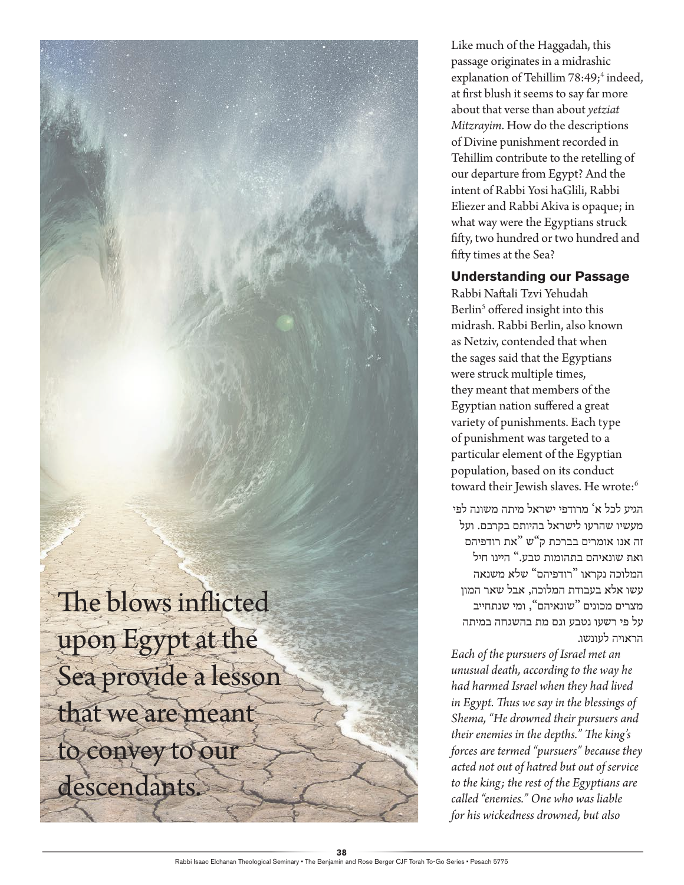The blows inflicted upon Egypt at the Sea provide a lesson that we are meant to convey to our descendants.

Like much of the Haggadah, this passage originates in a midrashic explanation of Tehillim 78:49;[4] indeed, at first blush it seems to say far more about that verse than about *yetziat Mitzrayim*. How do the descriptions of Divine punishment recorded in Tehillim contribute to the retelling of our departure from Egypt? And the intent of Rabbi Yosi haGlili, Rabbi Eliezer and Rabbi Akiva is opaque; in what way were the Egyptians struck fifty, two hundred or two hundred and fifty times at the Sea?

### Understanding our Passage

Rabbi Naftali Tzvi Yehudah Berlin[5] offered insight into this midrash. Rabbi Berlin, also known as Netziv, contended that when the sages said that the Egyptians were struck multiple times, they meant that members of the Egyptian nation suffered a great variety of punishments. Each type of punishment was targeted to a particular element of the Egyptian population, based on its conduct toward their Jewish slaves. He wrote:[6]

הגיע לכל א' מרודפי ישראל מיתה משונה לפי מעשיו שהרעו לישראל בהיותם בקרבם. ועל זה אנו אומרים בברכת ק"ש "את רודפיהם ואת שונאיהם בתהומות טבע." היינו חיל המלוכה נקראו "רודפיהם" שלא משנאה עשו אלא בעבודת המלוכה, אבל שאר המון מצרים מכונים "שונאיהם", ומי שנתחייב על פי רשעו נטבע וגם מת בהשגחה במיתה הראויה לעונשו.

*Each of the pursuers of Israel met an unusual death, according to the way he had harmed Israel when they had lived in Egypt. Thus we say in the blessings of Shema, "He drowned their pursuers and their enemies in the depths." The king's forces are termed "pursuers" because they acted not out of hatred but out of service to the king; the rest of the Egyptians are called "enemies." One who was liable for his wickedness drowned, but also*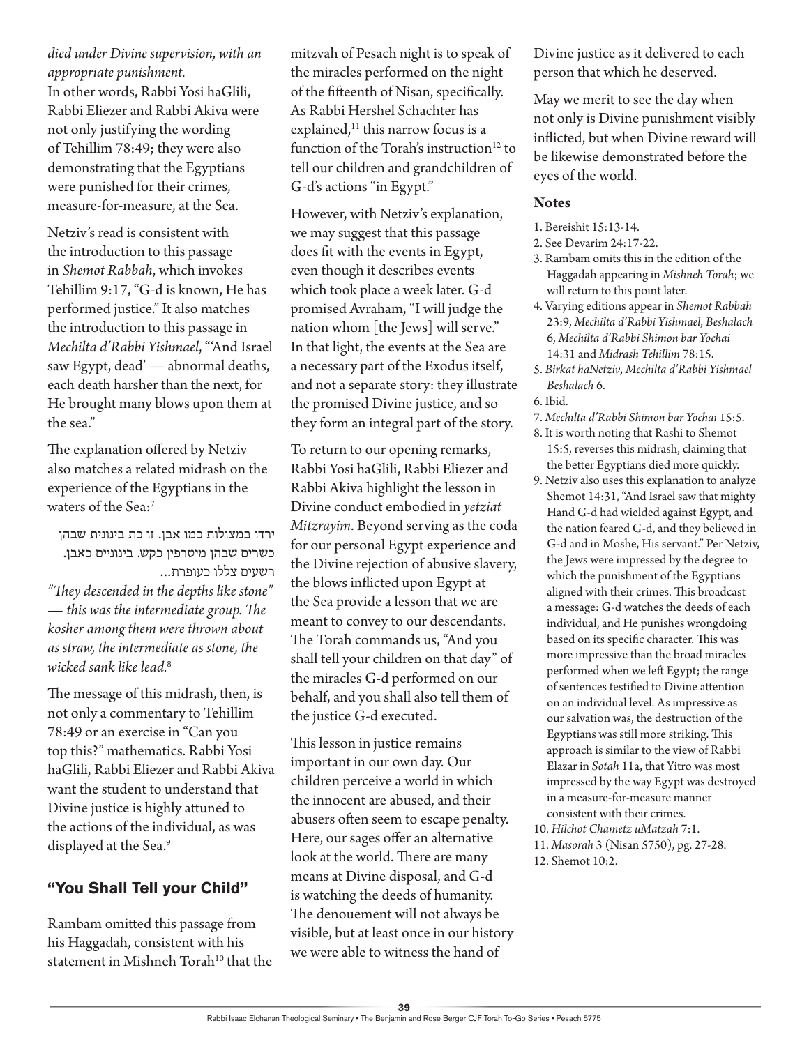*died under Divine supervision, with an appropriate punishment.*

In other words, Rabbi Yosi haGlili, Rabbi Eliezer and Rabbi Akiva were not only justifying the wording of Tehillim 78:49; they were also demonstrating that the Egyptians were punished for their crimes, measure-for-measure, at the Sea.

Netziv's read is consistent with the introduction to this passage in *Shemot Rabbah*, which invokes Tehillim 9:17, "G-d is known, He has performed justice." It also matches the introduction to this passage in *Mechilta d'Rabbi Yishmael*, "'And Israel saw Egypt, dead' — abnormal deaths, each death harsher than the next, for He brought many blows upon them at the sea."

The explanation offered by Netziv also matches a related midrash on the experience of the Egyptians in the waters of the Sea:[7]

ירדו במצולות כמו אבן. זו כת בינונית שבהן כשרים שבהן מיטרפין כקש. בינוניים כאבן. רשעים צללו כעופרת...

*"They descended in the depths like stone" — this was the intermediate group. The kosher among them were thrown about as straw, the intermediate as stone, the wicked sank like lead.*[8]

The message of this midrash, then, is not only a commentary to Tehillim 78:49 or an exercise in "Can you top this?" mathematics. Rabbi Yosi haGlili, Rabbi Eliezer and Rabbi Akiva want the student to understand that Divine justice is highly attuned to the actions of the individual, as was displayed at the Sea.[9]

## "You Shall Tell your Child"

Rambam omitted this passage from his Haggadah, consistent with his statement in Mishneh Torah[10] that the mitzvah of Pesach night is to speak of the miracles performed on the night of the fifteenth of Nisan, specifically. As Rabbi Hershel Schachter has explained,[11] this narrow focus is a function of the Torah's instruction[12] to tell our children and grandchildren of G-d's actions "in Egypt."

However, with Netziv's explanation, we may suggest that this passage does fit with the events in Egypt, even though it describes events which took place a week later. G-d promised Avraham, "I will judge the nation whom [the Jews] will serve." In that light, the events at the Sea are a necessary part of the Exodus itself, and not a separate story: they illustrate the promised Divine justice, and so they form an integral part of the story.

To return to our opening remarks, Rabbi Yosi haGlili, Rabbi Eliezer and Rabbi Akiva highlight the lesson in Divine conduct embodied in *yetziat Mitzrayim*. Beyond serving as the coda for our personal Egypt experience and the Divine rejection of abusive slavery, the blows inflicted upon Egypt at the Sea provide a lesson that we are meant to convey to our descendants. The Torah commands us, "And you shall tell your children on that day" of the miracles G-d performed on our behalf, and you shall also tell them of the justice G-d executed.

This lesson in justice remains important in our own day. Our children perceive a world in which the innocent are abused, and their abusers often seem to escape penalty. Here, our sages offer an alternative look at the world. There are many means at Divine disposal, and G-d is watching the deeds of humanity. The denouement will not always be visible, but at least once in our history we were able to witness the hand of Divine justice as it delivered to each person that which he deserved.

May we merit to see the day when not only is Divine punishment visibly inflicted, but when Divine reward will be likewise demonstrated before the eyes of the world.

### Notes

1. Bereishit 15:13-14.
2. See Devarim 24:17-22.
3. Rambam omits this in the edition of the Haggadah appearing in *Mishneh Torah*; we will return to this point later.
4. Varying editions appear in *Shemot Rabbah* 23:9, *Mechilta d'Rabbi Yishmael*, *Beshalach* 6, *Mechilta d'Rabbi Shimon bar Yochai* 14:31 and *Midrash Tehillim* 78:15.
5. *Birkat haNetziv*, *Mechilta d'Rabbi Yishmael Beshalach* 6.
6. Ibid.
7. *Mechilta d'Rabbi Shimon bar Yochai* 15:5.
8. It is worth noting that Rashi to Shemot 15:5, reverses this midrash, claiming that the better Egyptians died more quickly.
9. Netziv also uses this explanation to analyze Shemot 14:31, "And Israel saw that mighty Hand G-d had wielded against Egypt, and the nation feared G-d, and they believed in G-d and in Moshe, His servant." Per Netziv, the Jews were impressed by the degree to which the punishment of the Egyptians aligned with their crimes. This broadcast a message: G-d watches the deeds of each individual, and He punishes wrongdoing based on its specific character. This was more impressive than the broad miracles performed when we left Egypt; the range of sentences testified to Divine attention on an individual level. As impressive as our salvation was, the destruction of the Egyptians was still more striking. This approach is similar to the view of Rabbi Elazar in *Sotah* 11a, that Yitro was most impressed by the way Egypt was destroyed in a measure-for-measure manner consistent with their crimes.
10. *Hilchot Chametz uMatzah* 7:1.
11. *Masorah* 3 (Nisan 5750), pg. 27-28.
12. Shemot 10:2.